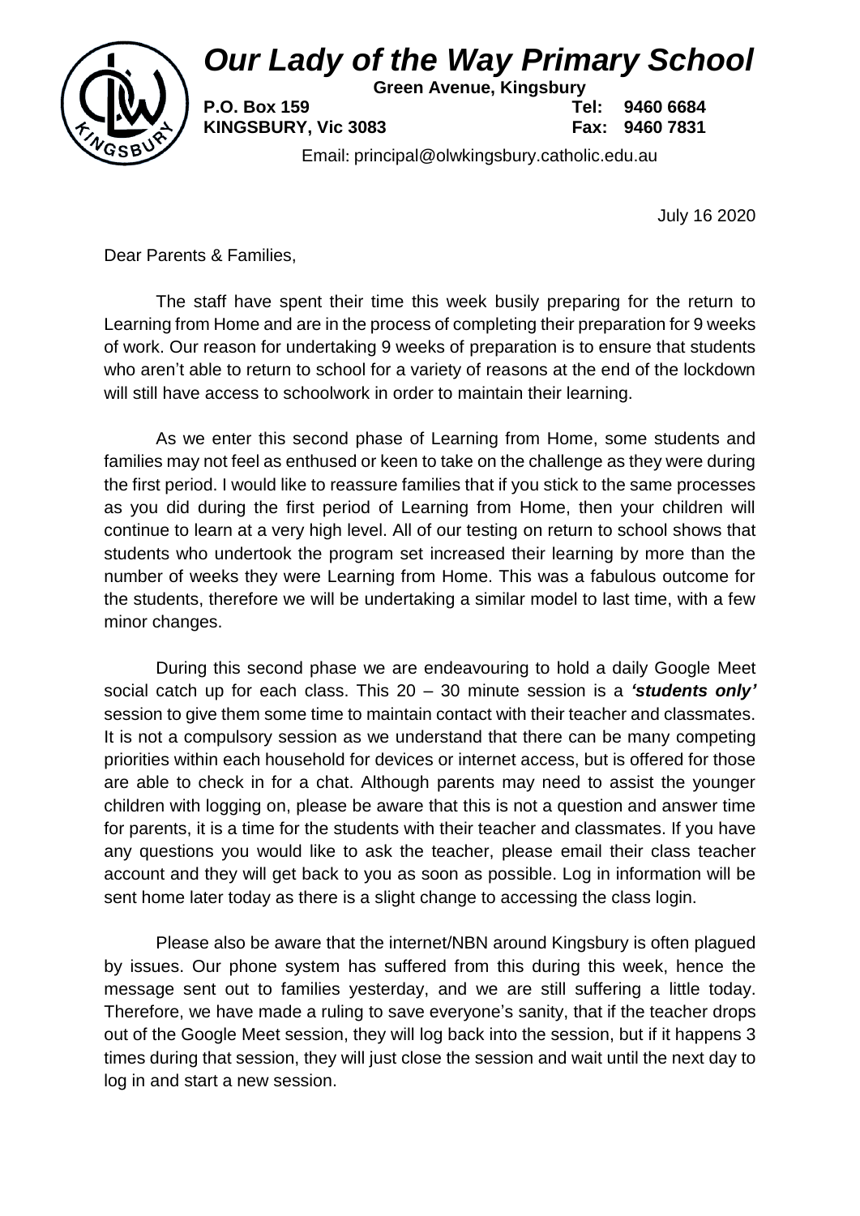# *Our Lady of the Way Primary School*

**Green Avenue, Kingsbury**

**P.O. Box 159** **Tel: 9460 6684**
**KINGSBURY, Vic 3083** **Fax: 9460 7831**

Email: principal@olwkingsbury.catholic.edu.au

July 16 2020

Dear Parents & Families,

The staff have spent their time this week busily preparing for the return to Learning from Home and are in the process of completing their preparation for 9 weeks of work. Our reason for undertaking 9 weeks of preparation is to ensure that students who aren't able to return to school for a variety of reasons at the end of the lockdown will still have access to schoolwork in order to maintain their learning.

As we enter this second phase of Learning from Home, some students and families may not feel as enthused or keen to take on the challenge as they were during the first period. I would like to reassure families that if you stick to the same processes as you did during the first period of Learning from Home, then your children will continue to learn at a very high level. All of our testing on return to school shows that students who undertook the program set increased their learning by more than the number of weeks they were Learning from Home. This was a fabulous outcome for the students, therefore we will be undertaking a similar model to last time, with a few minor changes.

During this second phase we are endeavouring to hold a daily Google Meet social catch up for each class. This 20 – 30 minute session is a ***'students only'*** session to give them some time to maintain contact with their teacher and classmates. It is not a compulsory session as we understand that there can be many competing priorities within each household for devices or internet access, but is offered for those are able to check in for a chat. Although parents may need to assist the younger children with logging on, please be aware that this is not a question and answer time for parents, it is a time for the students with their teacher and classmates. If you have any questions you would like to ask the teacher, please email their class teacher account and they will get back to you as soon as possible. Log in information will be sent home later today as there is a slight change to accessing the class login.

Please also be aware that the internet/NBN around Kingsbury is often plagued by issues. Our phone system has suffered from this during this week, hence the message sent out to families yesterday, and we are still suffering a little today. Therefore, we have made a ruling to save everyone's sanity, that if the teacher drops out of the Google Meet session, they will log back into the session, but if it happens 3 times during that session, they will just close the session and wait until the next day to log in and start a new session.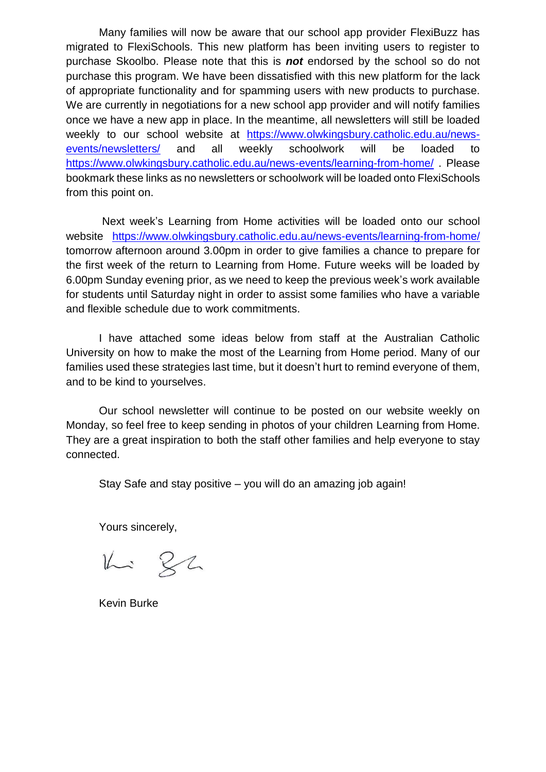Many families will now be aware that our school app provider FlexiBuzz has migrated to FlexiSchools. This new platform has been inviting users to register to purchase Skoolbo. Please note that this is ***not*** endorsed by the school so do not purchase this program. We have been dissatisfied with this new platform for the lack of appropriate functionality and for spamming users with new products to purchase. We are currently in negotiations for a new school app provider and will notify families once we have a new app in place. In the meantime, all newsletters will still be loaded weekly to our school website at https://www.olwkingsbury.catholic.edu.au/news-events/newsletters/ and all weekly schoolwork will be loaded to https://www.olwkingsbury.catholic.edu.au/news-events/learning-from-home/ . Please bookmark these links as no newsletters or schoolwork will be loaded onto FlexiSchools from this point on.

Next week's Learning from Home activities will be loaded onto our school website https://www.olwkingsbury.catholic.edu.au/news-events/learning-from-home/ tomorrow afternoon around 3.00pm in order to give families a chance to prepare for the first week of the return to Learning from Home. Future weeks will be loaded by 6.00pm Sunday evening prior, as we need to keep the previous week's work available for students until Saturday night in order to assist some families who have a variable and flexible schedule due to work commitments.

I have attached some ideas below from staff at the Australian Catholic University on how to make the most of the Learning from Home period. Many of our families used these strategies last time, but it doesn't hurt to remind everyone of them, and to be kind to yourselves.

Our school newsletter will continue to be posted on our website weekly on Monday, so feel free to keep sending in photos of your children Learning from Home. They are a great inspiration to both the staff other families and help everyone to stay connected.

Stay Safe and stay positive – you will do an amazing job again!

Yours sincerely,

Kevin Burke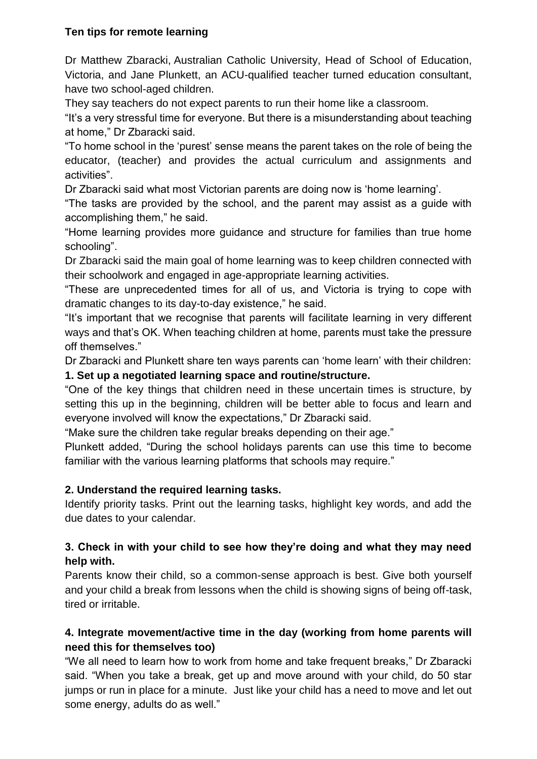**Ten tips for remote learning**

Dr Matthew Zbaracki, Australian Catholic University, Head of School of Education, Victoria, and Jane Plunkett, an ACU-qualified teacher turned education consultant, have two school-aged children.

They say teachers do not expect parents to run their home like a classroom.

"It's a very stressful time for everyone. But there is a misunderstanding about teaching at home," Dr Zbaracki said.

"To home school in the 'purest' sense means the parent takes on the role of being the educator, (teacher) and provides the actual curriculum and assignments and activities".

Dr Zbaracki said what most Victorian parents are doing now is 'home learning'.

"The tasks are provided by the school, and the parent may assist as a guide with accomplishing them," he said.

"Home learning provides more guidance and structure for families than true home schooling".

Dr Zbaracki said the main goal of home learning was to keep children connected with their schoolwork and engaged in age-appropriate learning activities.

"These are unprecedented times for all of us, and Victoria is trying to cope with dramatic changes to its day-to-day existence," he said.

"It's important that we recognise that parents will facilitate learning in very different ways and that's OK. When teaching children at home, parents must take the pressure off themselves."

Dr Zbaracki and Plunkett share ten ways parents can 'home learn' with their children:

**1. Set up a negotiated learning space and routine/structure.**

"One of the key things that children need in these uncertain times is structure, by setting this up in the beginning, children will be better able to focus and learn and everyone involved will know the expectations," Dr Zbaracki said.

"Make sure the children take regular breaks depending on their age."

Plunkett added, "During the school holidays parents can use this time to become familiar with the various learning platforms that schools may require."

**2. Understand the required learning tasks.**

Identify priority tasks. Print out the learning tasks, highlight key words, and add the due dates to your calendar.

**3. Check in with your child to see how they're doing and what they may need help with.**

Parents know their child, so a common-sense approach is best. Give both yourself and your child a break from lessons when the child is showing signs of being off-task, tired or irritable.

**4. Integrate movement/active time in the day (working from home parents will need this for themselves too)**

"We all need to learn how to work from home and take frequent breaks," Dr Zbaracki said. "When you take a break, get up and move around with your child, do 50 star jumps or run in place for a minute. Just like your child has a need to move and let out some energy, adults do as well."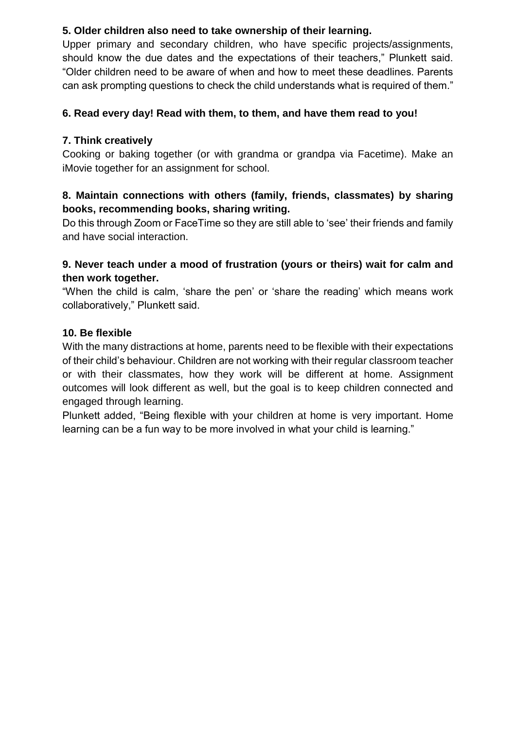**5. Older children also need to take ownership of their learning.**

Upper primary and secondary children, who have specific projects/assignments, should know the due dates and the expectations of their teachers," Plunkett said. "Older children need to be aware of when and how to meet these deadlines. Parents can ask prompting questions to check the child understands what is required of them."

**6. Read every day! Read with them, to them, and have them read to you!**

**7. Think creatively**

Cooking or baking together (or with grandma or grandpa via Facetime). Make an iMovie together for an assignment for school.

**8. Maintain connections with others (family, friends, classmates) by sharing books, recommending books, sharing writing.**

Do this through Zoom or FaceTime so they are still able to 'see' their friends and family and have social interaction.

**9. Never teach under a mood of frustration (yours or theirs) wait for calm and then work together.**

"When the child is calm, 'share the pen' or 'share the reading' which means work collaboratively," Plunkett said.

**10. Be flexible**

With the many distractions at home, parents need to be flexible with their expectations of their child's behaviour. Children are not working with their regular classroom teacher or with their classmates, how they work will be different at home. Assignment outcomes will look different as well, but the goal is to keep children connected and engaged through learning.

Plunkett added, "Being flexible with your children at home is very important. Home learning can be a fun way to be more involved in what your child is learning."